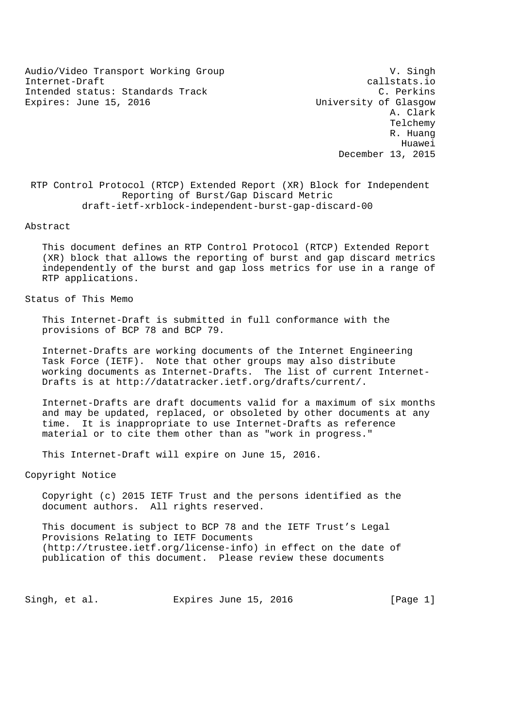Audio/Video Transport Working Group V. Singh
Internet-Draft callstats.io
Intended status: Standards Track C. Perkins
Expires: June 15, 2016 University of Glasgow
A. Clark
Telchemy
R. Huang
Huawei
December 13, 2015

# RTP Control Protocol (RTCP) Extended Report (XR) Block for Independent Reporting of Burst/Gap Discard Metric
draft-ietf-xrblock-independent-burst-gap-discard-00

## Abstract

This document defines an RTP Control Protocol (RTCP) Extended Report (XR) block that allows the reporting of burst and gap discard metrics independently of the burst and gap loss metrics for use in a range of RTP applications.

## Status of This Memo

This Internet-Draft is submitted in full conformance with the provisions of BCP 78 and BCP 79.

Internet-Drafts are working documents of the Internet Engineering Task Force (IETF). Note that other groups may also distribute working documents as Internet-Drafts. The list of current Internet-Drafts is at http://datatracker.ietf.org/drafts/current/.

Internet-Drafts are draft documents valid for a maximum of six months and may be updated, replaced, or obsoleted by other documents at any time. It is inappropriate to use Internet-Drafts as reference material or to cite them other than as "work in progress."

This Internet-Draft will expire on June 15, 2016.

## Copyright Notice

Copyright (c) 2015 IETF Trust and the persons identified as the document authors. All rights reserved.

This document is subject to BCP 78 and the IETF Trust's Legal Provisions Relating to IETF Documents (http://trustee.ietf.org/license-info) in effect on the date of publication of this document. Please review these documents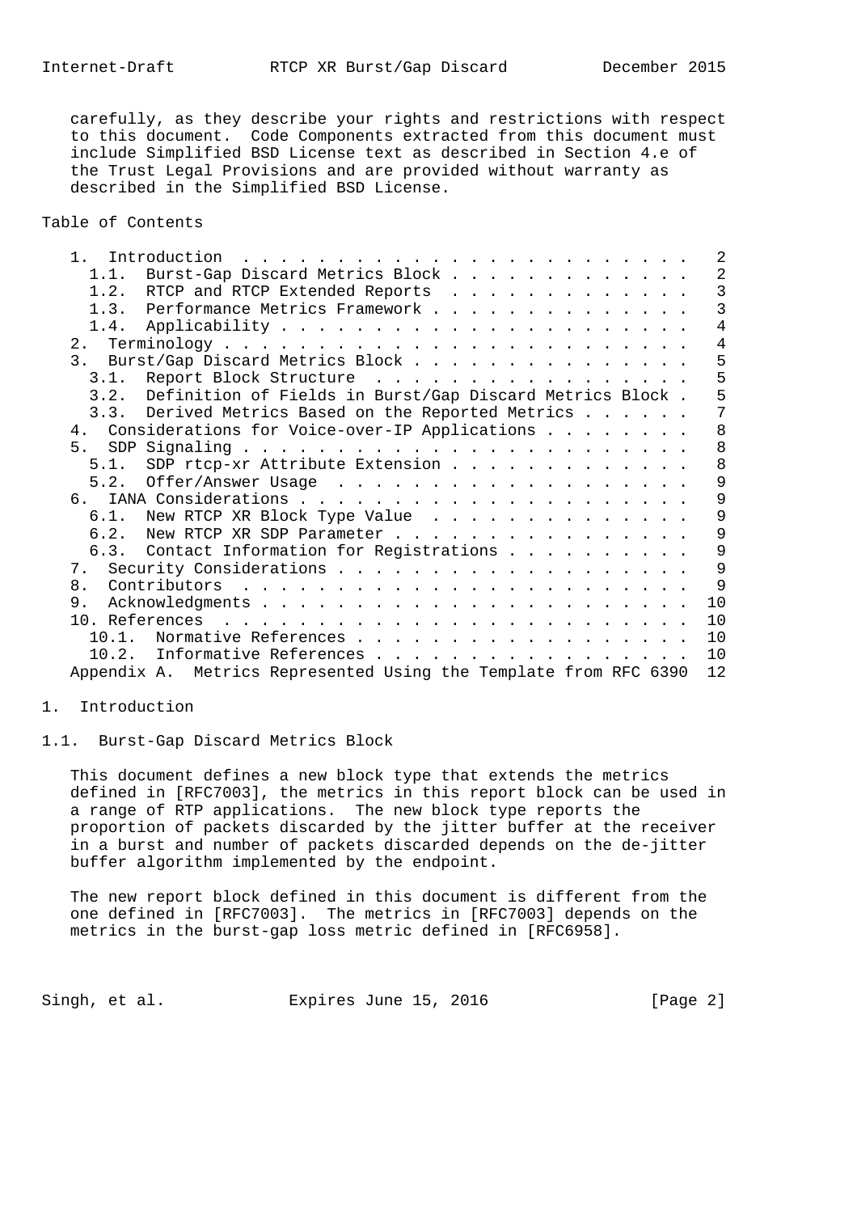carefully, as they describe your rights and restrictions with respect to this document. Code Components extracted from this document must include Simplified BSD License text as described in Section 4.e of the Trust Legal Provisions and are provided without warranty as described in the Simplified BSD License.

## Table of Contents

```
   1.  Introduction  . . . . . . . . . . . . . . . . . . . . . . . .   2
     1.1.  Burst-Gap Discard Metrics Block . . . . . . . . . . . . .   2
     1.2.  RTCP and RTCP Extended Reports  . . . . . . . . . . . . .   3
     1.3.  Performance Metrics Framework . . . . . . . . . . . . . .   3
     1.4.  Applicability . . . . . . . . . . . . . . . . . . . . . .   4
   2.  Terminology . . . . . . . . . . . . . . . . . . . . . . . . .   4
   3.  Burst/Gap Discard Metrics Block . . . . . . . . . . . . . . .   5
     3.1.  Report Block Structure  . . . . . . . . . . . . . . . . .   5
     3.2.  Definition of Fields in Burst/Gap Discard Metrics Block .   5
     3.3.  Derived Metrics Based on the Reported Metrics . . . . . .   7
   4.  Considerations for Voice-over-IP Applications . . . . . . . .   8
   5.  SDP Signaling . . . . . . . . . . . . . . . . . . . . . . . .   8
     5.1.  SDP rtcp-xr Attribute Extension . . . . . . . . . . . . .   8
     5.2.  Offer/Answer Usage  . . . . . . . . . . . . . . . . . . .   9
   6.  IANA Considerations . . . . . . . . . . . . . . . . . . . . .   9
     6.1.  New RTCP XR Block Type Value  . . . . . . . . . . . . . .   9
     6.2.  New RTCP XR SDP Parameter . . . . . . . . . . . . . . . .   9
     6.3.  Contact Information for Registrations . . . . . . . . . .   9
   7.  Security Considerations . . . . . . . . . . . . . . . . . . .   9
   8.  Contributors  . . . . . . . . . . . . . . . . . . . . . . . .   9
   9.  Acknowledgments . . . . . . . . . . . . . . . . . . . . . . .  10
   10. References  . . . . . . . . . . . . . . . . . . . . . . . . .  10
     10.1.  Normative References . . . . . . . . . . . . . . . . . .  10
     10.2.  Informative References . . . . . . . . . . . . . . . . .  10
   Appendix A.  Metrics Represented Using the Template from RFC 6390  12
```

# 1. Introduction

## 1.1. Burst-Gap Discard Metrics Block

This document defines a new block type that extends the metrics defined in [RFC7003], the metrics in this report block can be used in a range of RTP applications. The new block type reports the proportion of packets discarded by the jitter buffer at the receiver in a burst and number of packets discarded depends on the de-jitter buffer algorithm implemented by the endpoint.

The new report block defined in this document is different from the one defined in [RFC7003]. The metrics in [RFC7003] depends on the metrics in the burst-gap loss metric defined in [RFC6958].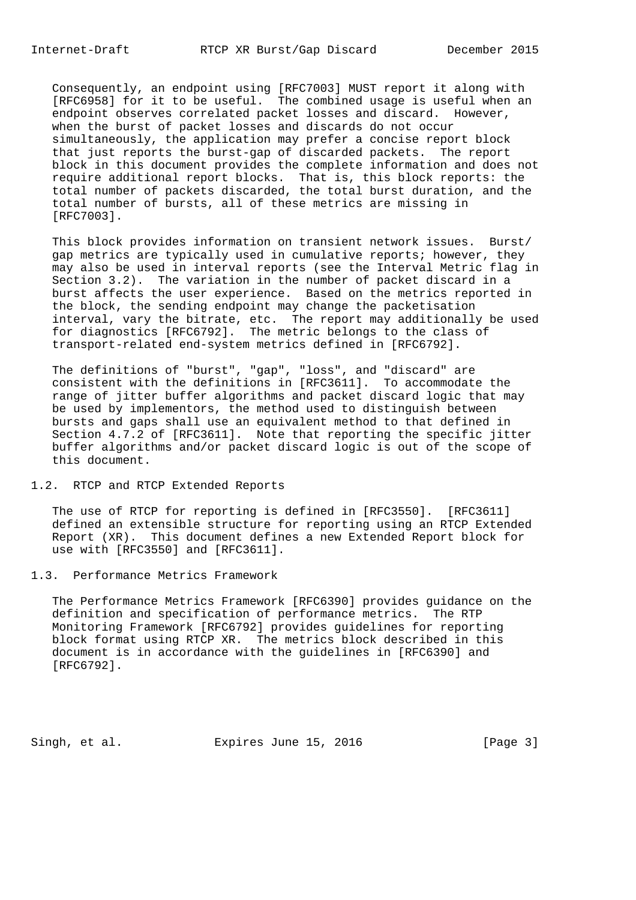Consequently, an endpoint using [RFC7003] MUST report it along with [RFC6958] for it to be useful. The combined usage is useful when an endpoint observes correlated packet losses and discard. However, when the burst of packet losses and discards do not occur simultaneously, the application may prefer a concise report block that just reports the burst-gap of discarded packets. The report block in this document provides the complete information and does not require additional report blocks. That is, this block reports: the total number of packets discarded, the total burst duration, and the total number of bursts, all of these metrics are missing in [RFC7003].

This block provides information on transient network issues. Burst/gap metrics are typically used in cumulative reports; however, they may also be used in interval reports (see the Interval Metric flag in Section 3.2). The variation in the number of packet discard in a burst affects the user experience. Based on the metrics reported in the block, the sending endpoint may change the packetisation interval, vary the bitrate, etc. The report may additionally be used for diagnostics [RFC6792]. The metric belongs to the class of transport-related end-system metrics defined in [RFC6792].

The definitions of "burst", "gap", "loss", and "discard" are consistent with the definitions in [RFC3611]. To accommodate the range of jitter buffer algorithms and packet discard logic that may be used by implementors, the method used to distinguish between bursts and gaps shall use an equivalent method to that defined in Section 4.7.2 of [RFC3611]. Note that reporting the specific jitter buffer algorithms and/or packet discard logic is out of the scope of this document.

## 1.2. RTCP and RTCP Extended Reports

The use of RTCP for reporting is defined in [RFC3550]. [RFC3611] defined an extensible structure for reporting using an RTCP Extended Report (XR). This document defines a new Extended Report block for use with [RFC3550] and [RFC3611].

## 1.3. Performance Metrics Framework

The Performance Metrics Framework [RFC6390] provides guidance on the definition and specification of performance metrics. The RTP Monitoring Framework [RFC6792] provides guidelines for reporting block format using RTCP XR. The metrics block described in this document is in accordance with the guidelines in [RFC6390] and [RFC6792].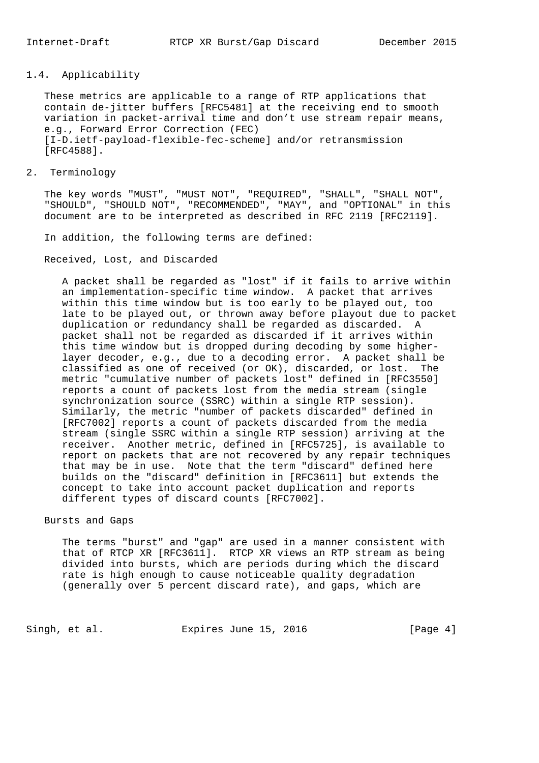### 1.4. Applicability

These metrics are applicable to a range of RTP applications that contain de-jitter buffers [RFC5481] at the receiving end to smooth variation in packet-arrival time and don't use stream repair means, e.g., Forward Error Correction (FEC) [I-D.ietf-payload-flexible-fec-scheme] and/or retransmission [RFC4588].

## 2. Terminology

The key words "MUST", "MUST NOT", "REQUIRED", "SHALL", "SHALL NOT", "SHOULD", "SHOULD NOT", "RECOMMENDED", "MAY", and "OPTIONAL" in this document are to be interpreted as described in RFC 2119 [RFC2119].

In addition, the following terms are defined:

Received, Lost, and Discarded

> A packet shall be regarded as "lost" if it fails to arrive within an implementation-specific time window. A packet that arrives within this time window but is too early to be played out, too late to be played out, or thrown away before playout due to packet duplication or redundancy shall be regarded as discarded. A packet shall not be regarded as discarded if it arrives within this time window but is dropped during decoding by some higher-layer decoder, e.g., due to a decoding error. A packet shall be classified as one of received (or OK), discarded, or lost. The metric "cumulative number of packets lost" defined in [RFC3550] reports a count of packets lost from the media stream (single synchronization source (SSRC) within a single RTP session). Similarly, the metric "number of packets discarded" defined in [RFC7002] reports a count of packets discarded from the media stream (single SSRC within a single RTP session) arriving at the receiver. Another metric, defined in [RFC5725], is available to report on packets that are not recovered by any repair techniques that may be in use. Note that the term "discard" defined here builds on the "discard" definition in [RFC3611] but extends the concept to take into account packet duplication and reports different types of discard counts [RFC7002].

Bursts and Gaps

> The terms "burst" and "gap" are used in a manner consistent with that of RTCP XR [RFC3611]. RTCP XR views an RTP stream as being divided into bursts, which are periods during which the discard rate is high enough to cause noticeable quality degradation (generally over 5 percent discard rate), and gaps, which are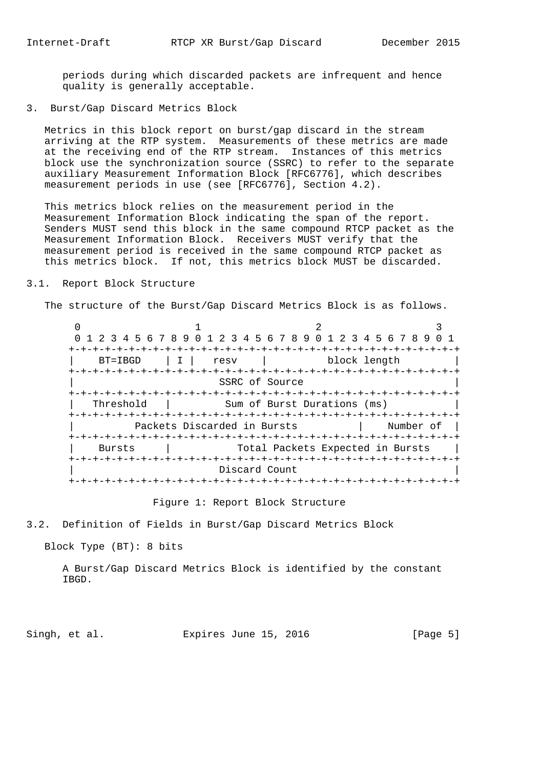periods during which discarded packets are infrequent and hence quality is generally acceptable.

## 3. Burst/Gap Discard Metrics Block

Metrics in this block report on burst/gap discard in the stream arriving at the RTP system. Measurements of these metrics are made at the receiving end of the RTP stream. Instances of this metrics block use the synchronization source (SSRC) to refer to the separate auxiliary Measurement Information Block [RFC6776], which describes measurement periods in use (see [RFC6776], Section 4.2).

This metrics block relies on the measurement period in the Measurement Information Block indicating the span of the report. Senders MUST send this block in the same compound RTCP packet as the Measurement Information Block. Receivers MUST verify that the measurement period is received in the same compound RTCP packet as this metrics block. If not, this metrics block MUST be discarded.

### 3.1. Report Block Structure

The structure of the Burst/Gap Discard Metrics Block is as follows.

```
    0                   1                   2                   3
    0 1 2 3 4 5 6 7 8 9 0 1 2 3 4 5 6 7 8 9 0 1 2 3 4 5 6 7 8 9 0 1
   +-+-+-+-+-+-+-+-+-+-+-+-+-+-+-+-+-+-+-+-+-+-+-+-+-+-+-+-+-+-+-+-+
   |    BT=IBGD    | I |   resv    |         block length          |
   +-+-+-+-+-+-+-+-+-+-+-+-+-+-+-+-+-+-+-+-+-+-+-+-+-+-+-+-+-+-+-+-+
   |                        SSRC of Source                         |
   +-+-+-+-+-+-+-+-+-+-+-+-+-+-+-+-+-+-+-+-+-+-+-+-+-+-+-+-+-+-+-+-+
   |   Threshold   |         Sum of Burst Durations (ms)           |
   +-+-+-+-+-+-+-+-+-+-+-+-+-+-+-+-+-+-+-+-+-+-+-+-+-+-+-+-+-+-+-+-+
   |          Packets Discarded in Bursts          |   Number of   |
   +-+-+-+-+-+-+-+-+-+-+-+-+-+-+-+-+-+-+-+-+-+-+-+-+-+-+-+-+-+-+-+-+
   |    Bursts     |           Total Packets Expected in Bursts    |
   +-+-+-+-+-+-+-+-+-+-+-+-+-+-+-+-+-+-+-+-+-+-+-+-+-+-+-+-+-+-+-+-+
   |                         Discard Count                         |
   +-+-+-+-+-+-+-+-+-+-+-+-+-+-+-+-+-+-+-+-+-+-+-+-+-+-+-+-+-+-+-+-+
```

Figure 1: Report Block Structure

### 3.2. Definition of Fields in Burst/Gap Discard Metrics Block

Block Type (BT): 8 bits

A Burst/Gap Discard Metrics Block is identified by the constant IBGD.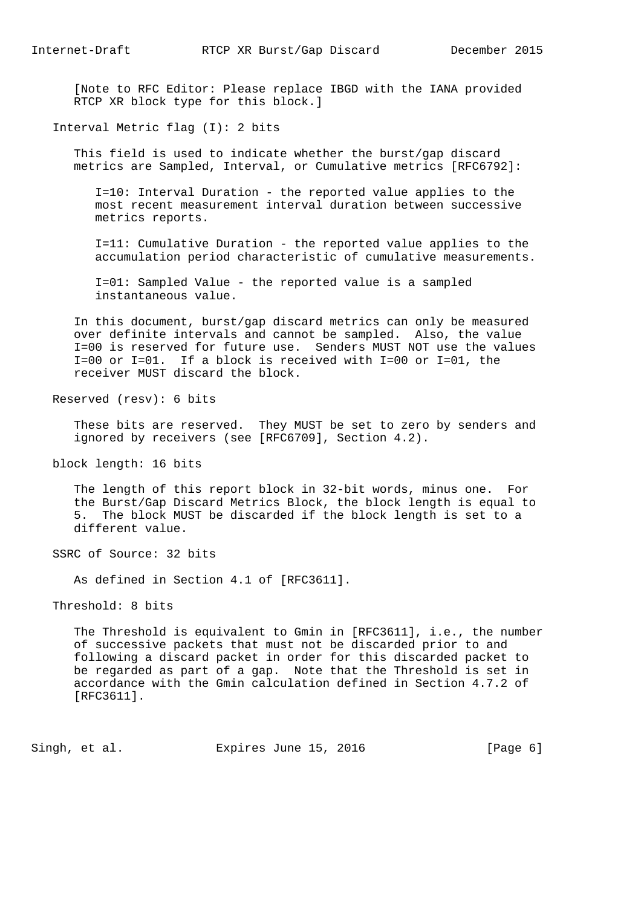[Note to RFC Editor: Please replace IBGD with the IANA provided RTCP XR block type for this block.]

Interval Metric flag (I): 2 bits

This field is used to indicate whether the burst/gap discard metrics are Sampled, Interval, or Cumulative metrics [RFC6792]:

I=10: Interval Duration - the reported value applies to the most recent measurement interval duration between successive metrics reports.

I=11: Cumulative Duration - the reported value applies to the accumulation period characteristic of cumulative measurements.

I=01: Sampled Value - the reported value is a sampled instantaneous value.

In this document, burst/gap discard metrics can only be measured over definite intervals and cannot be sampled. Also, the value I=00 is reserved for future use. Senders MUST NOT use the values I=00 or I=01. If a block is received with I=00 or I=01, the receiver MUST discard the block.

Reserved (resv): 6 bits

These bits are reserved. They MUST be set to zero by senders and ignored by receivers (see [RFC6709], Section 4.2).

block length: 16 bits

The length of this report block in 32-bit words, minus one. For the Burst/Gap Discard Metrics Block, the block length is equal to 5. The block MUST be discarded if the block length is set to a different value.

SSRC of Source: 32 bits

As defined in Section 4.1 of [RFC3611].

Threshold: 8 bits

The Threshold is equivalent to Gmin in [RFC3611], i.e., the number of successive packets that must not be discarded prior to and following a discard packet in order for this discarded packet to be regarded as part of a gap. Note that the Threshold is set in accordance with the Gmin calculation defined in Section 4.7.2 of [RFC3611].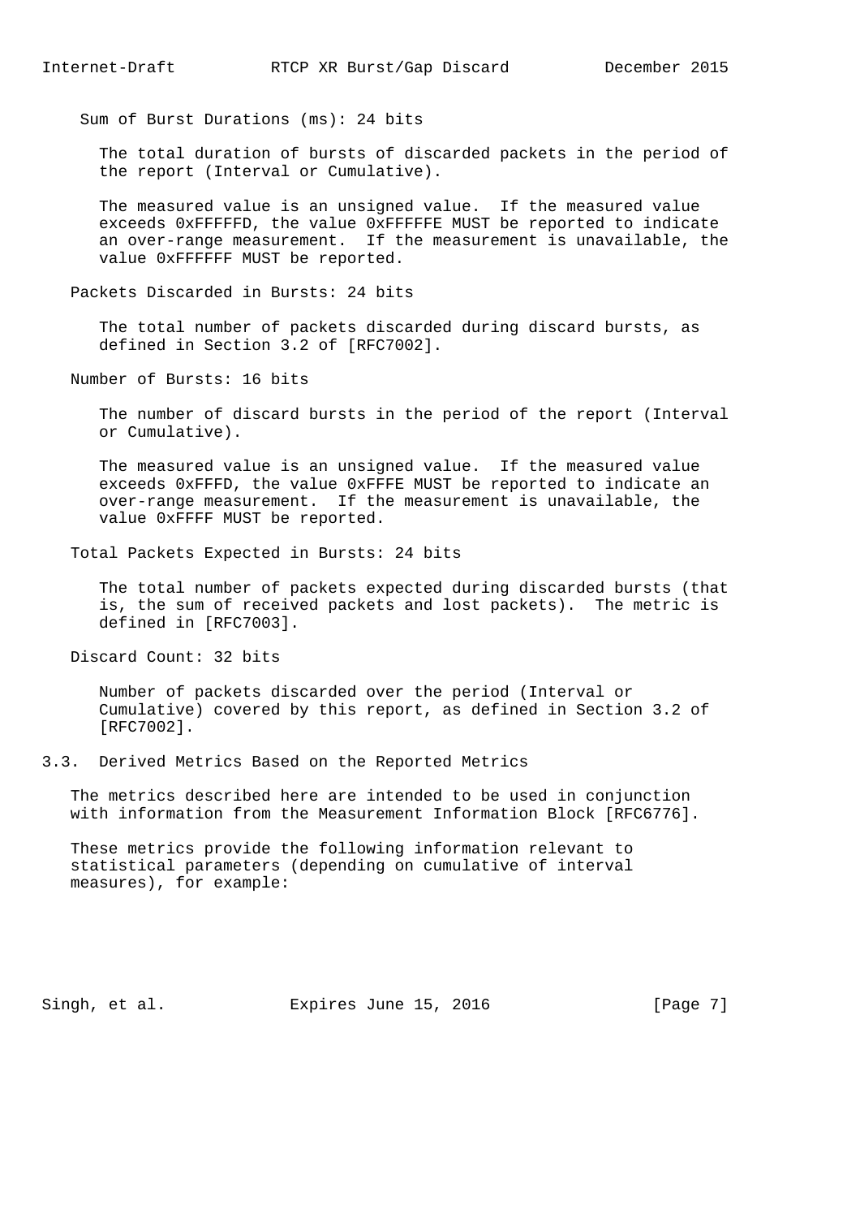Sum of Burst Durations (ms): 24 bits

The total duration of bursts of discarded packets in the period of the report (Interval or Cumulative).

The measured value is an unsigned value. If the measured value exceeds 0xFFFFFD, the value 0xFFFFFE MUST be reported to indicate an over-range measurement. If the measurement is unavailable, the value 0xFFFFFF MUST be reported.

Packets Discarded in Bursts: 24 bits

The total number of packets discarded during discard bursts, as defined in Section 3.2 of [RFC7002].

Number of Bursts: 16 bits

The number of discard bursts in the period of the report (Interval or Cumulative).

The measured value is an unsigned value. If the measured value exceeds 0xFFFD, the value 0xFFFE MUST be reported to indicate an over-range measurement. If the measurement is unavailable, the value 0xFFFF MUST be reported.

Total Packets Expected in Bursts: 24 bits

The total number of packets expected during discarded bursts (that is, the sum of received packets and lost packets). The metric is defined in [RFC7003].

Discard Count: 32 bits

Number of packets discarded over the period (Interval or Cumulative) covered by this report, as defined in Section 3.2 of [RFC7002].

## 3.3. Derived Metrics Based on the Reported Metrics

The metrics described here are intended to be used in conjunction with information from the Measurement Information Block [RFC6776].

These metrics provide the following information relevant to statistical parameters (depending on cumulative of interval measures), for example: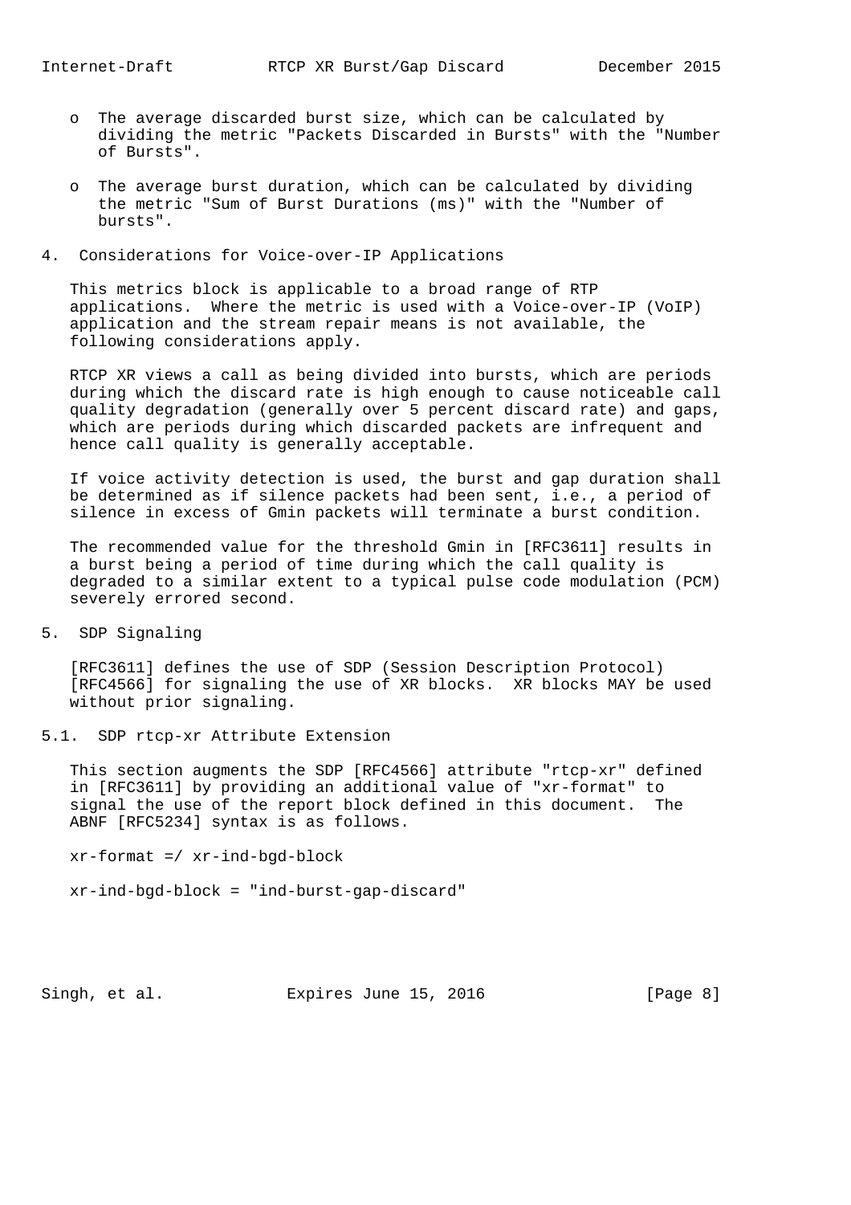- The average discarded burst size, which can be calculated by dividing the metric "Packets Discarded in Bursts" with the "Number of Bursts".

- The average burst duration, which can be calculated by dividing the metric "Sum of Burst Durations (ms)" with the "Number of bursts".

## 4. Considerations for Voice-over-IP Applications

This metrics block is applicable to a broad range of RTP applications. Where the metric is used with a Voice-over-IP (VoIP) application and the stream repair means is not available, the following considerations apply.

RTCP XR views a call as being divided into bursts, which are periods during which the discard rate is high enough to cause noticeable call quality degradation (generally over 5 percent discard rate) and gaps, which are periods during which discarded packets are infrequent and hence call quality is generally acceptable.

If voice activity detection is used, the burst and gap duration shall be determined as if silence packets had been sent, i.e., a period of silence in excess of Gmin packets will terminate a burst condition.

The recommended value for the threshold Gmin in [RFC3611] results in a burst being a period of time during which the call quality is degraded to a similar extent to a typical pulse code modulation (PCM) severely errored second.

## 5. SDP Signaling

[RFC3611] defines the use of SDP (Session Description Protocol) [RFC4566] for signaling the use of XR blocks. XR blocks MAY be used without prior signaling.

### 5.1. SDP rtcp-xr Attribute Extension

This section augments the SDP [RFC4566] attribute "rtcp-xr" defined in [RFC3611] by providing an additional value of "xr-format" to signal the use of the report block defined in this document. The ABNF [RFC5234] syntax is as follows.

```
xr-format =/ xr-ind-bgd-block

xr-ind-bgd-block = "ind-burst-gap-discard"
```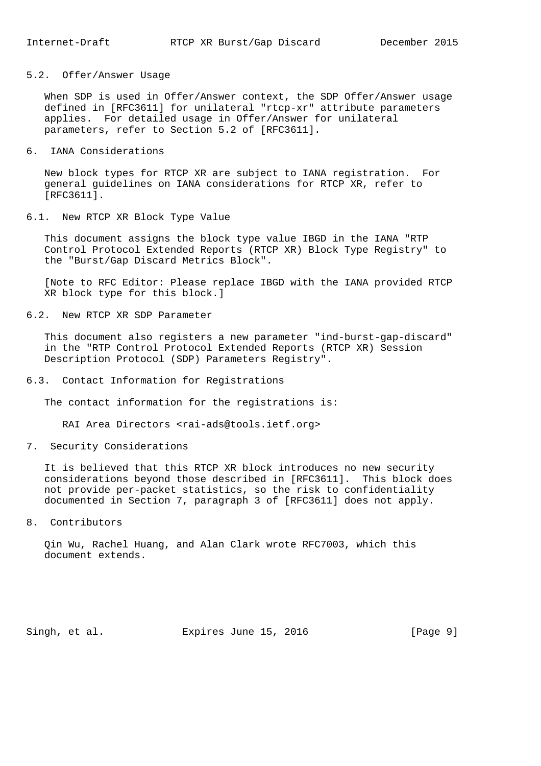### 5.2. Offer/Answer Usage

When SDP is used in Offer/Answer context, the SDP Offer/Answer usage defined in [RFC3611] for unilateral "rtcp-xr" attribute parameters applies. For detailed usage in Offer/Answer for unilateral parameters, refer to Section 5.2 of [RFC3611].

## 6. IANA Considerations

New block types for RTCP XR are subject to IANA registration. For general guidelines on IANA considerations for RTCP XR, refer to [RFC3611].

### 6.1. New RTCP XR Block Type Value

This document assigns the block type value IBGD in the IANA "RTP Control Protocol Extended Reports (RTCP XR) Block Type Registry" to the "Burst/Gap Discard Metrics Block".

[Note to RFC Editor: Please replace IBGD with the IANA provided RTCP XR block type for this block.]

### 6.2. New RTCP XR SDP Parameter

This document also registers a new parameter "ind-burst-gap-discard" in the "RTP Control Protocol Extended Reports (RTCP XR) Session Description Protocol (SDP) Parameters Registry".

### 6.3. Contact Information for Registrations

The contact information for the registrations is:

RAI Area Directors <rai-ads@tools.ietf.org>

## 7. Security Considerations

It is believed that this RTCP XR block introduces no new security considerations beyond those described in [RFC3611]. This block does not provide per-packet statistics, so the risk to confidentiality documented in Section 7, paragraph 3 of [RFC3611] does not apply.

## 8. Contributors

Qin Wu, Rachel Huang, and Alan Clark wrote RFC7003, which this document extends.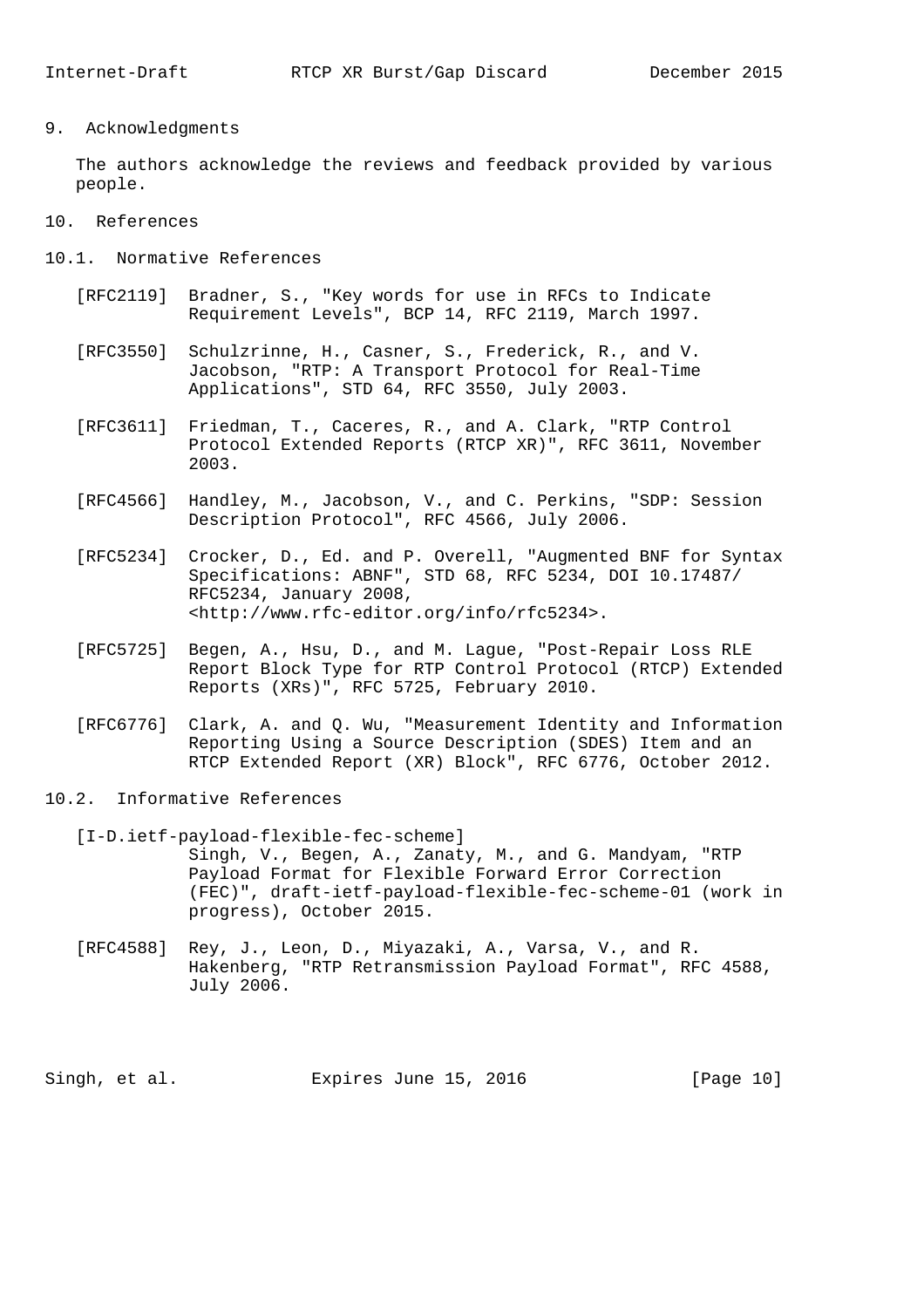## 9. Acknowledgments

The authors acknowledge the reviews and feedback provided by various people.

## 10. References

### 10.1. Normative References

[RFC2119] Bradner, S., "Key words for use in RFCs to Indicate Requirement Levels", BCP 14, RFC 2119, March 1997.

[RFC3550] Schulzrinne, H., Casner, S., Frederick, R., and V. Jacobson, "RTP: A Transport Protocol for Real-Time Applications", STD 64, RFC 3550, July 2003.

[RFC3611] Friedman, T., Caceres, R., and A. Clark, "RTP Control Protocol Extended Reports (RTCP XR)", RFC 3611, November 2003.

[RFC4566] Handley, M., Jacobson, V., and C. Perkins, "SDP: Session Description Protocol", RFC 4566, July 2006.

[RFC5234] Crocker, D., Ed. and P. Overell, "Augmented BNF for Syntax Specifications: ABNF", STD 68, RFC 5234, DOI 10.17487/RFC5234, January 2008, <http://www.rfc-editor.org/info/rfc5234>.

[RFC5725] Begen, A., Hsu, D., and M. Lague, "Post-Repair Loss RLE Report Block Type for RTP Control Protocol (RTCP) Extended Reports (XRs)", RFC 5725, February 2010.

[RFC6776] Clark, A. and Q. Wu, "Measurement Identity and Information Reporting Using a Source Description (SDES) Item and an RTCP Extended Report (XR) Block", RFC 6776, October 2012.

### 10.2. Informative References

[I-D.ietf-payload-flexible-fec-scheme] Singh, V., Begen, A., Zanaty, M., and G. Mandyam, "RTP Payload Format for Flexible Forward Error Correction (FEC)", draft-ietf-payload-flexible-fec-scheme-01 (work in progress), October 2015.

[RFC4588] Rey, J., Leon, D., Miyazaki, A., Varsa, V., and R. Hakenberg, "RTP Retransmission Payload Format", RFC 4588, July 2006.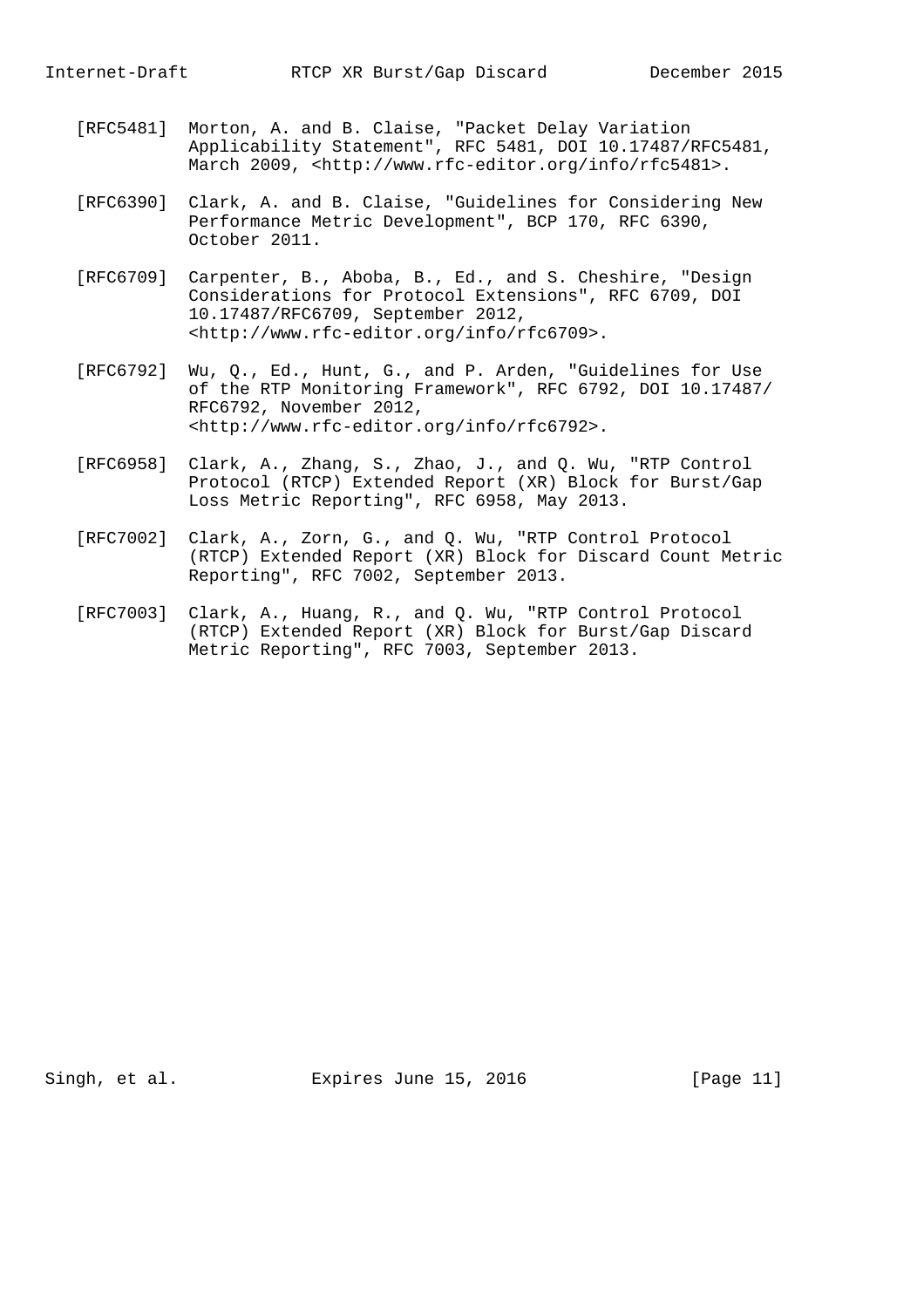[RFC5481] Morton, A. and B. Claise, "Packet Delay Variation Applicability Statement", RFC 5481, DOI 10.17487/RFC5481, March 2009, <http://www.rfc-editor.org/info/rfc5481>.

[RFC6390] Clark, A. and B. Claise, "Guidelines for Considering New Performance Metric Development", BCP 170, RFC 6390, October 2011.

[RFC6709] Carpenter, B., Aboba, B., Ed., and S. Cheshire, "Design Considerations for Protocol Extensions", RFC 6709, DOI 10.17487/RFC6709, September 2012, <http://www.rfc-editor.org/info/rfc6709>.

[RFC6792] Wu, Q., Ed., Hunt, G., and P. Arden, "Guidelines for Use of the RTP Monitoring Framework", RFC 6792, DOI 10.17487/RFC6792, November 2012, <http://www.rfc-editor.org/info/rfc6792>.

[RFC6958] Clark, A., Zhang, S., Zhao, J., and Q. Wu, "RTP Control Protocol (RTCP) Extended Report (XR) Block for Burst/Gap Loss Metric Reporting", RFC 6958, May 2013.

[RFC7002] Clark, A., Zorn, G., and Q. Wu, "RTP Control Protocol (RTCP) Extended Report (XR) Block for Discard Count Metric Reporting", RFC 7002, September 2013.

[RFC7003] Clark, A., Huang, R., and Q. Wu, "RTP Control Protocol (RTCP) Extended Report (XR) Block for Burst/Gap Discard Metric Reporting", RFC 7003, September 2013.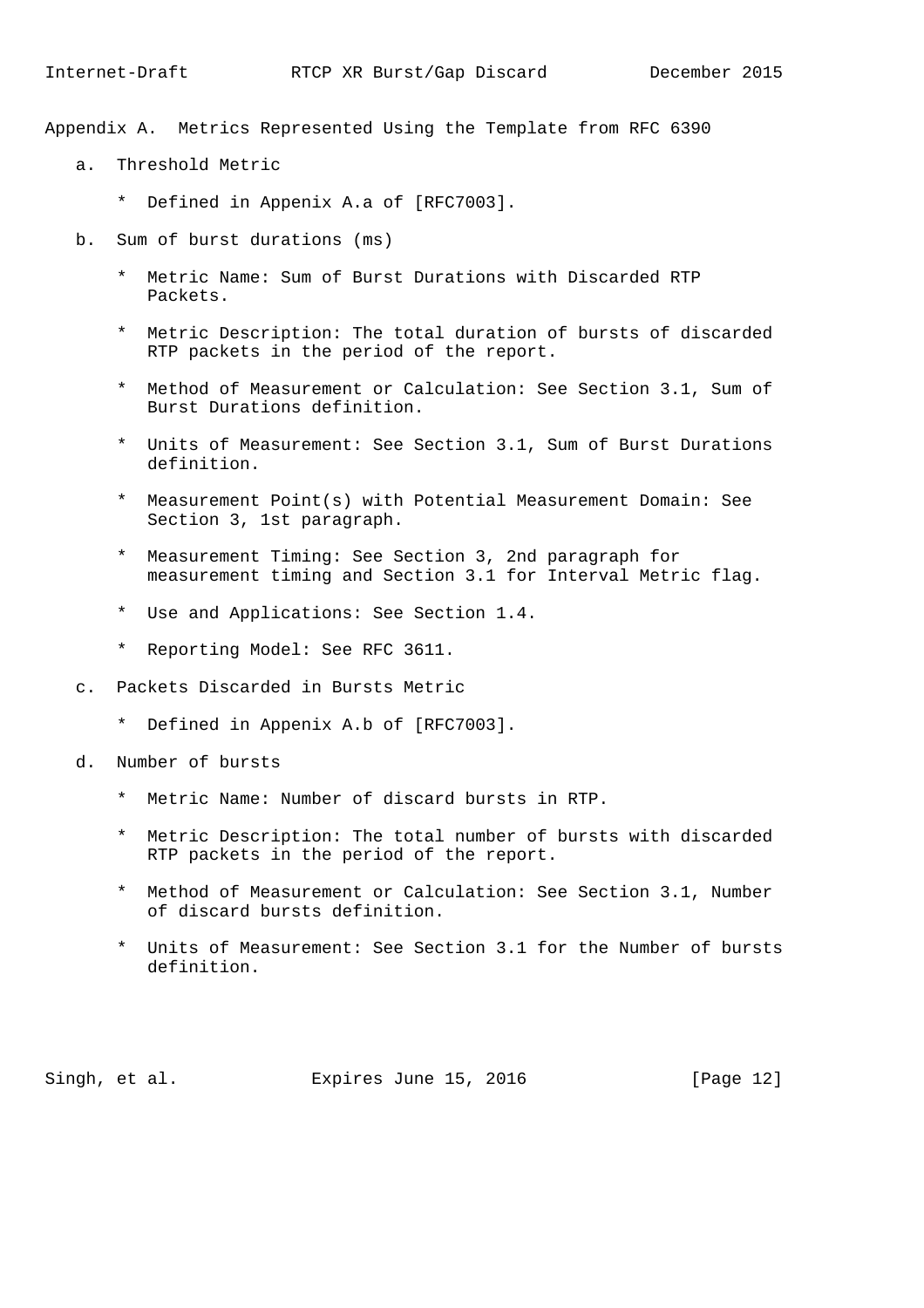# Appendix A. Metrics Represented Using the Template from RFC 6390

a. Threshold Metric

   * Defined in Appenix A.a of [RFC7003].

b. Sum of burst durations (ms)

   * Metric Name: Sum of Burst Durations with Discarded RTP Packets.

   * Metric Description: The total duration of bursts of discarded RTP packets in the period of the report.

   * Method of Measurement or Calculation: See Section 3.1, Sum of Burst Durations definition.

   * Units of Measurement: See Section 3.1, Sum of Burst Durations definition.

   * Measurement Point(s) with Potential Measurement Domain: See Section 3, 1st paragraph.

   * Measurement Timing: See Section 3, 2nd paragraph for measurement timing and Section 3.1 for Interval Metric flag.

   * Use and Applications: See Section 1.4.

   * Reporting Model: See RFC 3611.

c. Packets Discarded in Bursts Metric

   * Defined in Appenix A.b of [RFC7003].

d. Number of bursts

   * Metric Name: Number of discard bursts in RTP.

   * Metric Description: The total number of bursts with discarded RTP packets in the period of the report.

   * Method of Measurement or Calculation: See Section 3.1, Number of discard bursts definition.

   * Units of Measurement: See Section 3.1 for the Number of bursts definition.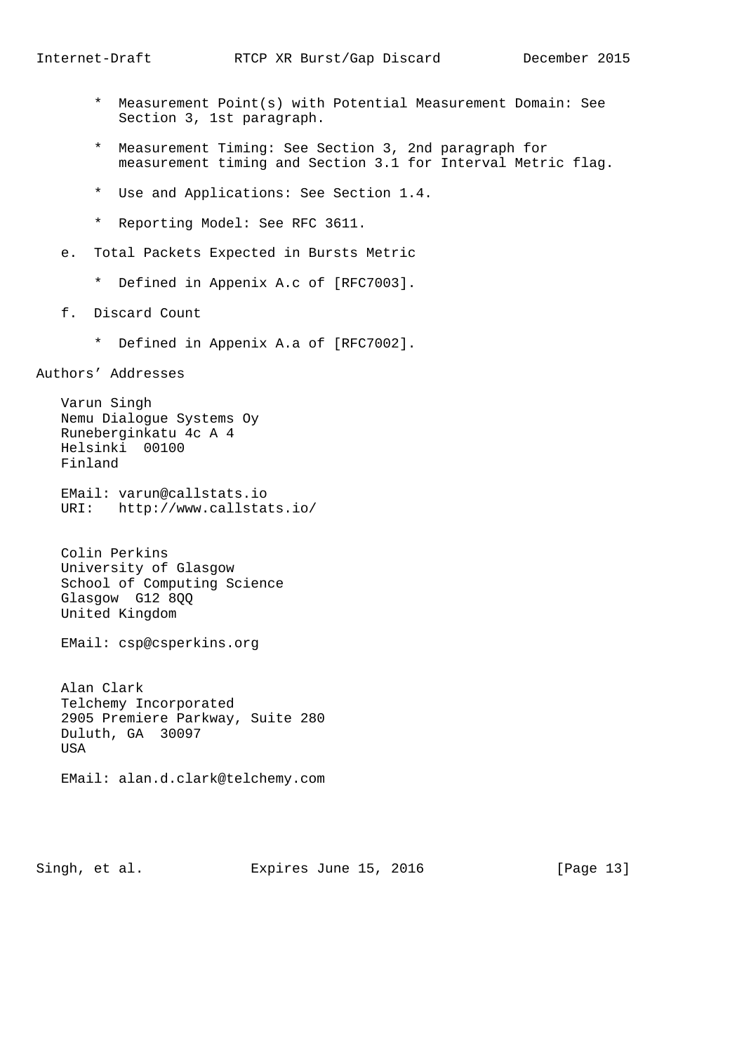* Measurement Point(s) with Potential Measurement Domain: See Section 3, 1st paragraph.

* Measurement Timing: See Section 3, 2nd paragraph for measurement timing and Section 3.1 for Interval Metric flag.

* Use and Applications: See Section 1.4.

* Reporting Model: See RFC 3611.

e. Total Packets Expected in Bursts Metric

* Defined in Appenix A.c of [RFC7003].

f. Discard Count

* Defined in Appenix A.a of [RFC7002].

## Authors' Addresses

Varun Singh
Nemu Dialogue Systems Oy
Runeberginkatu 4c A 4
Helsinki 00100
Finland

EMail: varun@callstats.io
URI: http://www.callstats.io/

Colin Perkins
University of Glasgow
School of Computing Science
Glasgow G12 8QQ
United Kingdom

EMail: csp@csperkins.org

Alan Clark
Telchemy Incorporated
2905 Premiere Parkway, Suite 280
Duluth, GA 30097
USA

EMail: alan.d.clark@telchemy.com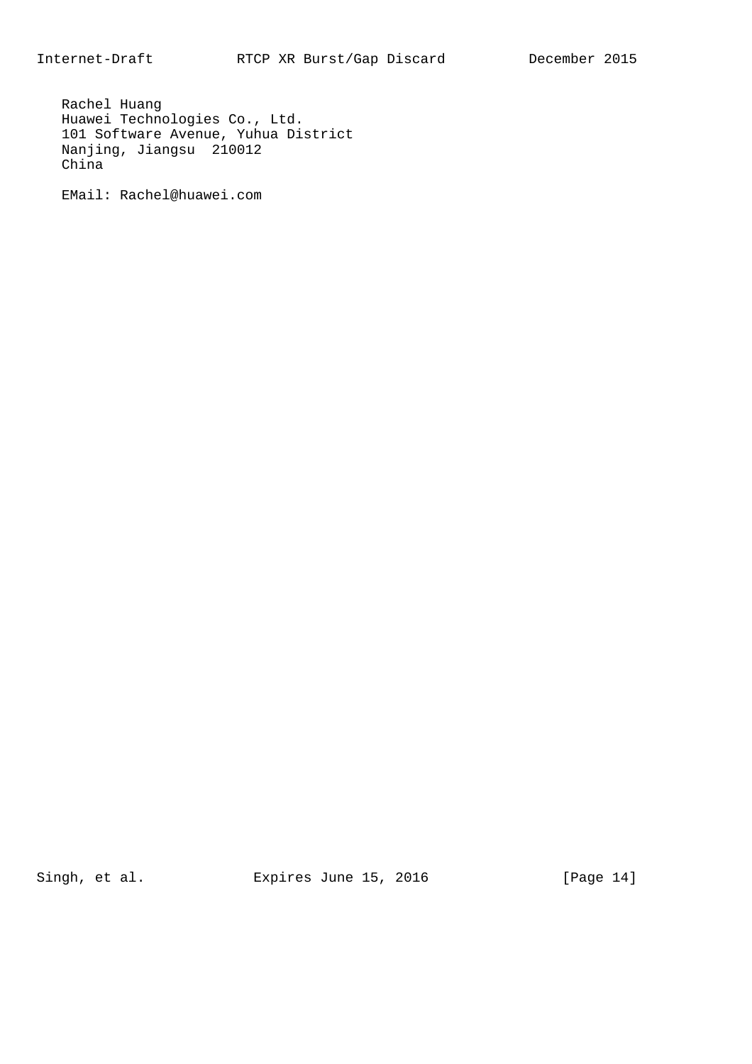Rachel Huang
Huawei Technologies Co., Ltd.
101 Software Avenue, Yuhua District
Nanjing, Jiangsu  210012
China

EMail: Rachel@huawei.com